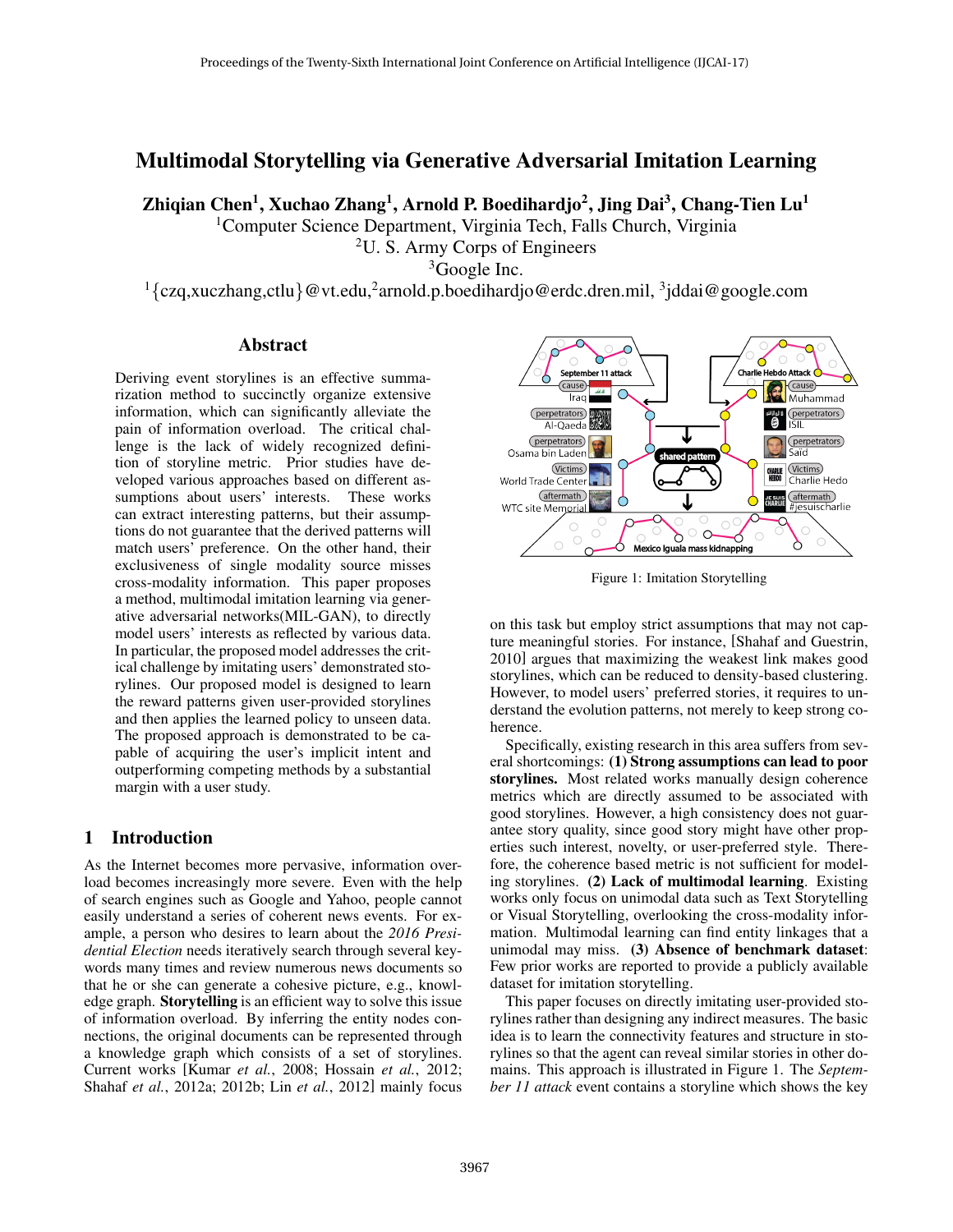# Multimodal Storytelling via Generative Adversarial Imitation Learning

**Zhiqian Chen[1], Xuchao Zhang[1], Arnold P. Boedihardjo[2], Jing Dai[3], Chang-Tien Lu[1]**

[1]Computer Science Department, Virginia Tech, Falls Church, Virginia
[2]U. S. Army Corps of Engineers
[3]Google Inc.
[1]{czq,xuczhang,ctlu}@vt.edu, [2]arnold.p.boedihardjo@erdc.dren.mil, [3]jddai@google.com

## Abstract

Deriving event storylines is an effective summarization method to succinctly organize extensive information, which can significantly alleviate the pain of information overload. The critical challenge is the lack of widely recognized definition of storyline metric. Prior studies have developed various approaches based on different assumptions about users' interests. These works can extract interesting patterns, but their assumptions do not guarantee that the derived patterns will match users' preference. On the other hand, their exclusiveness of single modality source misses cross-modality information. This paper proposes a method, multimodal imitation learning via generative adversarial networks(MIL-GAN), to directly model users' interests as reflected by various data. In particular, the proposed model addresses the critical challenge by imitating users' demonstrated storylines. Our proposed model is designed to learn the reward patterns given user-provided storylines and then applies the learned policy to unseen data. The proposed approach is demonstrated to be capable of acquiring the user's implicit intent and outperforming competing methods by a substantial margin with a user study.

## 1 Introduction

As the Internet becomes more pervasive, information overload becomes increasingly more severe. Even with the help of search engines such as Google and Yahoo, people cannot easily understand a series of coherent news events. For example, a person who desires to learn about the *2016 Presidential Election* needs iteratively search through several keywords many times and review numerous news documents so that he or she can generate a cohesive picture, e.g., knowledge graph. **Storytelling** is an efficient way to solve this issue of information overload. By inferring the entity nodes connections, the original documents can be represented through a knowledge graph which consists of a set of storylines. Current works [Kumar *et al.*, 2008; Hossain *et al.*, 2012; Shahaf *et al.*, 2012a; 2012b; Lin *et al.*, 2012] mainly focus on this task but employ strict assumptions that may not capture meaningful stories. For instance, [Shahaf and Guestrin, 2010] argues that maximizing the weakest link makes good storylines, which can be reduced to density-based clustering. However, to model users' preferred stories, it requires to understand the evolution patterns, not merely to keep strong coherence.

Figure 1: Imitation Storytelling

Specifically, existing research in this area suffers from several shortcomings: **(1) Strong assumptions can lead to poor storylines.** Most related works manually design coherence metrics which are directly assumed to be associated with good story lines. However, a high consistency does not guarantee story quality, since good story might have other properties such interest, novelty, or user-preferred style. Therefore, the coherence based metric is not sufficient for modeling storylines. **(2) Lack of multimodal learning**. Existing works only focus on unimodal data such as Text Storytelling or Visual Storytelling, overlooking the cross-modality information. Multimodal learning can find entity linkages that a unimodal may miss. **(3) Absence of benchmark dataset**: Few prior works are reported to provide a publicly available dataset for imitation storytelling.

This paper focuses on directly imitating user-provided storylines rather than designing any indirect measures. The basic idea is to learn the connectivity features and structure in storylines so that the agent can reveal similar stories in other domains. This approach is illustrated in Figure 1. The *September 11 attack* event contains a storyline which shows the key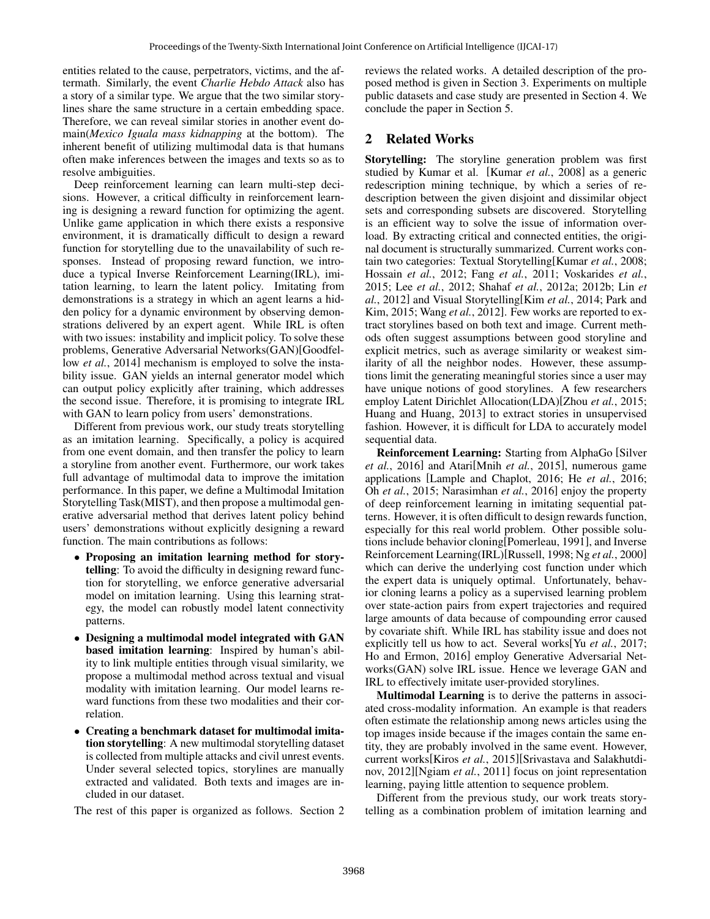entities related to the cause, perpetrators, victims, and the aftermath. Similarly, the event *Charlie Hebdo Attack* also has a story of a similar type. We argue that the two similar storylines share the same structure in a certain embedding space. Therefore, we can reveal similar stories in another event domain(*Mexico Iguala mass kidnapping* at the bottom). The inherent benefit of utilizing multimodal data is that humans often make inferences between the images and texts so as to resolve ambiguities.

Deep reinforcement learning can learn multi-step decisions. However, a critical difficulty in reinforcement learning is designing a reward function for optimizing the agent. Unlike game application in which there exists a responsive environment, it is dramatically difficult to design a reward function for storytelling due to the unavailability of such responses. Instead of proposing reward function, we introduce a typical Inverse Reinforcement Learning(IRL), imitation learning, to learn the latent policy. Imitating from demonstrations is a strategy in which an agent learns a hidden policy for a dynamic environment by observing demonstrations delivered by an expert agent. While IRL is often with two issues: instability and implicit policy. To solve these problems, Generative Adversarial Networks(GAN)[Goodfellow *et al.*, 2014] mechanism is employed to solve the instability issue. GAN yields an internal generator model which can output policy explicitly after training, which addresses the second issue. Therefore, it is promising to integrate IRL with GAN to learn policy from users' demonstrations.

Different from previous work, our study treats storytelling as an imitation learning. Specifically, a policy is acquired from one event domain, and then transfer the policy to learn a storyline from another event. Furthermore, our work takes full advantage of multimodal data to improve the imitation performance. In this paper, we define a Multimodal Imitation Storytelling Task(MIST), and then propose a multimodal generative adversarial method that derives latent policy behind users' demonstrations without explicitly designing a reward function. The main contributions as follows:

- **Proposing an imitation learning method for storytelling**: To avoid the difficulty in designing reward function for storytelling, we enforce generative adversarial model on imitation learning. Using this learning strategy, the model can robustly model latent connectivity patterns.
- **Designing a multimodal model integrated with GAN based imitation learning**: Inspired by human's ability to link multiple entities through visual similarity, we propose a multimodal method across textual and visual modality with imitation learning. Our model learns reward functions from these two modalities and their correlation.
- **Creating a benchmark dataset for multimodal imitation storytelling**: A new multimodal storytelling dataset is collected from multiple attacks and civil unrest events. Under several selected topics, storylines are manually extracted and validated. Both texts and images are included in our dataset.

The rest of this paper is organized as follows. Section 2 reviews the related works. A detailed description of the proposed method is given in Section 3. Experiments on multiple public datasets and case study are presented in Section 4. We conclude the paper in Section 5.

## 2 Related Works

**Storytelling:** The storyline generation problem was first studied by Kumar et al. [Kumar *et al.*, 2008] as a generic redescription mining technique, by which a series of redescription between the given disjoint and dissimilar object sets and corresponding subsets are discovered. Storytelling is an efficient way to solve the issue of information overload. By extracting critical and connected entities, the original document is structurally summarized. Current works contain two categories: Textual Storytelling[Kumar *et al.*, 2008; Hossain *et al.*, 2012; Fang *et al.*, 2011; Voskarides *et al.*, 2015; Lee *et al.*, 2012; Shahaf *et al.*, 2012a; 2012b; Lin *et al.*, 2012] and Visual Storytelling[Kim *et al.*, 2014; Park and Kim, 2015; Wang *et al.*, 2012]. Few works are reported to extract storylines based on both text and image. Current methods often suggest assumptions between good storyline and explicit metrics, such as average similarity or weakest similarity of all the neighbor nodes. However, these assumptions limit the generating meaningful stories since a user may have unique notions of good storylines. A few researchers employ Latent Dirichlet Allocation(LDA)[Zhou *et al.*, 2015; Huang and Huang, 2013] to extract stories in unsupervised fashion. However, it is difficult for LDA to accurately model sequential data.

**Reinforcement Learning:** Starting from AlphaGo [Silver *et al.*, 2016] and Atari[Mnih *et al.*, 2015], numerous game applications [Lample and Chaplot, 2016; He *et al.*, 2016; Oh *et al.*, 2015; Narasimhan *et al.*, 2016] enjoy the property of deep reinforcement learning in imitating sequential patterns. However, it is often difficult to design rewards function, especially for this real world problem. Other possible solutions include behavior cloning[Pomerleau, 1991], and Inverse Reinforcement Learning(IRL)[Russell, 1998; Ng *et al.*, 2000] which can derive the underlying cost function under which the expert data is uniquely optimal. Unfortunately, behavior cloning learns a policy as a supervised learning problem over state-action pairs from expert trajectories and required large amounts of data because of compounding error caused by covariate shift. While IRL has stability issue and does not explicitly tell us how to act. Several works[Yu *et al.*, 2017; Ho and Ermon, 2016] employ Generative Adversarial Networks(GAN) solve IRL issue. Hence we leverage GAN and IRL to effectively imitate user-provided storylines.

**Multimodal Learning** is to derive the patterns in associated cross-modality information. An example is that readers often estimate the relationship among news articles using the top images inside because if the images contain the same entity, they are probably involved in the same event. However, current works[Kiros *et al.*, 2015][Srivastava and Salakhutdinov, 2012][Ngiam *et al.*, 2011] focus on joint representation learning, paying little attention to sequence problem.

Different from the previous study, our work treats storytelling as a combination problem of imitation learning and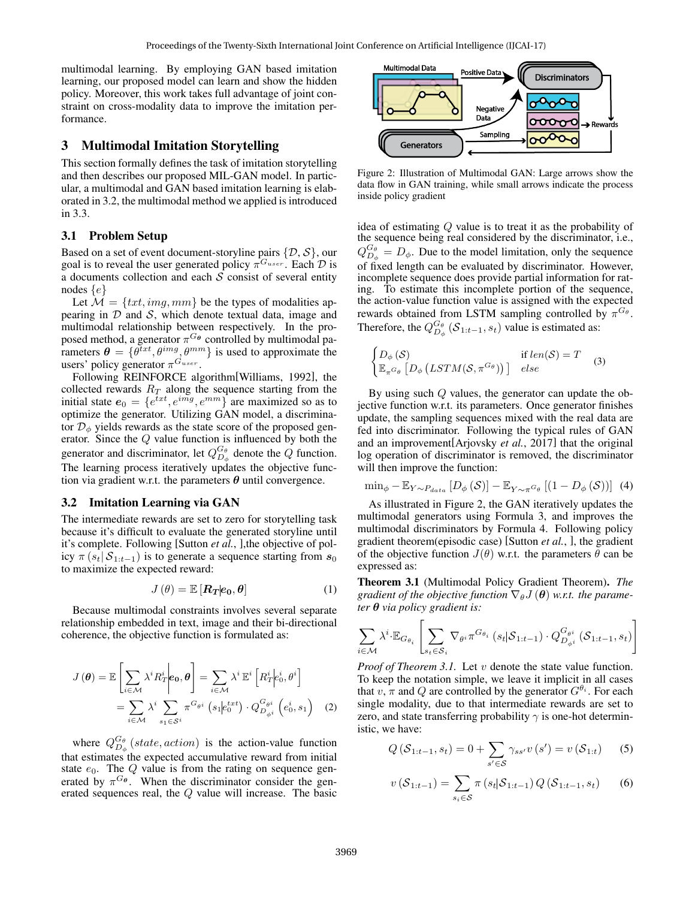multimodal learning. By employing GAN based imitation learning, our proposed model can learn and show the hidden policy. Moreover, this work takes full advantage of joint constraint on cross-modality data to improve the imitation performance.

## 3 Multimodal Imitation Storytelling

This section formally defines the task of imitation storytelling and then describes our proposed MIL-GAN model. In particular, a multimodal and GAN based imitation learning is elaborated in 3.2, the multimodal method we applied is introduced in 3.3.

### 3.1 Problem Setup

Based on a set of event document-storyline pairs $\{\mathcal{D}, \mathcal{S}\}$, our goal is to reveal the user generated policy $\pi^{G_{user}}$. Each $\mathcal{D}$ is a documents collection and each $\mathcal{S}$ consist of several entity nodes $\{e\}$

Let $\mathcal{M} = \{txt, img, mm\}$ be the types of modalities appearing in $\mathcal{D}$ and $\mathcal{S}$, which denote textual data, image and multimodal relationship between respectively. In the proposed method, a generator $\pi^{G_{\boldsymbol{\theta}}}$ controlled by multimodal parameters $\boldsymbol{\theta} = \{\theta^{txt}, \theta^{img}, \theta^{mm}\}$ is used to approximate the users' policy generator $\pi^{G_{user}}$.

Following REINFORCE algorithm[Williams, 1992], the collected rewards $R_T$ along the sequence starting from the initial state $\boldsymbol{e}_0 = \{e^{txt}, e^{img}, e^{mm}\}$ are maximized so as to optimize the generator. Utilizing GAN model, a discriminator $\mathcal{D}_\phi$ yields rewards as the state score of the proposed generator. Since the $Q$ value function is influenced by both the generator and discriminator, let $Q^{G_\theta}_{D_\phi}$ denote the $Q$ function. The learning process iteratively updates the objective function via gradient w.r.t. the parameters $\boldsymbol{\theta}$ until convergence.

### 3.2 Imitation Learning via GAN

The intermediate rewards are set to zero for storytelling task because it's difficult to evaluate the generated storyline until it's complete. Following [Sutton *et al.*, ],the objective of policy $\pi\left(s_t|\, \mathcal{S}_{1:t-1}\right)$ is to generate a sequence starting from $\boldsymbol{s}_0$ to maximize the expected reward:

$$J\left(\theta\right) = \mathbb{E}\left[\boldsymbol{R_T}|\boldsymbol{e_0}, \boldsymbol{\theta}\right] \quad (1)$$

Because multimodal constraints involves several separate relationship embedded in text, image and their bi-directional coherence, the objective function is formulated as:

$$\begin{aligned} J\left(\boldsymbol{\theta}\right) &= \mathbb{E}\left[\sum_{i\in\mathcal{M}} \lambda^i R^i_T \middle| \boldsymbol{e_0}, \boldsymbol{\theta}\right] = \sum_{i\in\mathcal{M}} \lambda^i\, \mathbb{E}^i\left[R^i_T \middle| e^i_0, \theta^i\right] \\ &= \sum_{i\in\mathcal{M}} \lambda^i \sum_{s_1\in\mathcal{S}^i} \pi^{G_{\theta^i}}\left(s_1 \middle| e^{txt}_0\right) \cdot Q^{G_{\theta^i}}_{D_{\phi^i}}\left(e^i_0, s_1\right) \end{aligned} \quad (2)$$

where $Q^{G_\theta}_{D_\phi}\left(state, action\right)$ is the action-value function that estimates the expected accumulative reward from initial state $e_0$. The $Q$ value is from the rating on sequence generated by $\pi^{G_{\boldsymbol{\theta}}}$. When the discriminator consider the generated sequences real, the $Q$ value will increase. The basic idea of estimating $Q$ value is to treat it as the probability of the sequence being real considered by the discriminator, i.e., $Q^{G_\theta}_{D_\phi} = D_\phi$. Due to the model limitation, only the sequence of fixed length can be evaluated by discriminator. However, incomplete sequence does provide partial information for rating. To estimate this incomplete portion of the sequence, the action-value function value is assigned with the expected rewards obtained from LSTM sampling controlled by $\pi^{G_\theta}$. Therefore, the $Q^{G_\theta}_{D_\phi}\left(\mathcal{S}_{1:t-1}, s_t\right)$ value is estimated as:

$$\begin{cases} D_\phi\left(\mathcal{S}\right) & \text{if } len(\mathcal{S}) = T \\ \mathbb{E}_{\pi^{G_\theta}}\left[D_\phi\left(LSTM(\mathcal{S}, \pi^{G_\theta})\right)\right] & else \end{cases} \quad (3)$$

By using such $Q$ values, the generator can update the objective function w.r.t. its parameters. Once generator finishes update, the sampling sequences mixed with the real data are fed into discriminator. Following the typical rules of GAN and an improvement[Arjovsky *et al.*, 2017] that the original log operation of discriminator is removed, the discriminator will then improve the function:

$$\min_\phi - \mathbb{E}_{Y\sim P_{data}}\left[D_\phi\left(\mathcal{S}\right)\right] - \mathbb{E}_{Y\sim\pi^{G_\theta}}\left[\left(1 - D_\phi\left(\mathcal{S}\right)\right)\right] \quad (4)$$

Figure 2: Illustration of Multimodal GAN: Large arrows show the data flow in GAN training, while small arrows indicate the process inside policy gradient

As illustrated in Figure 2, the GAN iteratively updates the multimodal generators using Formula 3, and improves the multimodal discriminators by Formula 4. Following policy gradient theorem(episodic case) [Sutton *et al.*, ], the gradient of the objective function $J(\theta)$ w.r.t. the parameters $\theta$ can be expressed as:

**Theorem 3.1** (Multimodal Policy Gradient Theorem)**.** *The gradient of the objective function $\nabla_\theta J\left(\boldsymbol{\theta}\right)$ w.r.t. the parameter $\boldsymbol{\theta}$ via policy gradient is:*

$$\sum_{i\in\mathcal{M}} \lambda^i \cdot \mathbb{E}_{G_{\theta_i}}\left[\sum_{s_t\in\mathcal{S}_i} \nabla_{\theta^i}\pi^{G_{\theta_i}}\left(s_t|\mathcal{S}_{1:t-1}\right) \cdot Q^{G_{\theta^i}}_{D_{\phi^i}}\left(\mathcal{S}_{1:t-1}, s_t\right)\right]$$

*Proof of Theorem 3.1.* Let $v$ denote the state value function. To keep the notation simple, we leave it implicit in all cases that $v$, $\pi$ and $Q$ are controlled by the generator $G^{\theta_i}$. For each single modality, due to that intermediate rewards are set to zero, and state transferring probability $\gamma$ is one-hot deterministic, we have:

$$Q\left(\mathcal{S}_{1:t-1}, s_t\right) = 0 + \sum_{s'\in\mathcal{S}} \gamma_{ss'} v\left(s'\right) = v\left(\mathcal{S}_{1:t}\right) \quad (5)$$

$$v\left(\mathcal{S}_{1:t-1}\right) = \sum_{s_i\in\mathcal{S}} \pi\left(s_t|\mathcal{S}_{1:t-1}\right) Q\left(\mathcal{S}_{1:t-1}, s_t\right) \quad (6)$$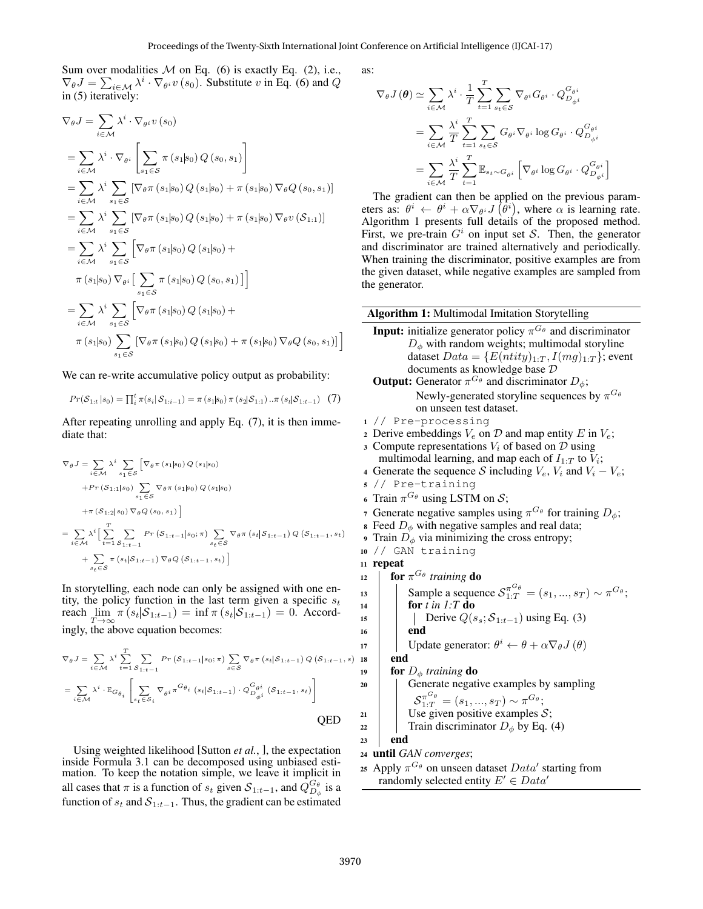Sum over modalities $\mathcal{M}$ on Eq. (6) is exactly Eq. (2), i.e., $\nabla_\theta J = \sum_{i\in\mathcal{M}} \lambda^i \cdot \nabla_{\theta^i} v(s_0)$. Substitute $v$ in Eq. (6) and $Q$ in (5) iteratively:

$$
\begin{aligned}
\nabla_\theta J &= \sum_{i\in\mathcal{M}} \lambda^i \cdot \nabla_{\theta^i} v(s_0) \\
&= \sum_{i\in\mathcal{M}} \lambda^i \cdot \nabla_{\theta^i} \left[ \sum_{s_1\in\mathcal{S}} \pi(s_1|s_0) Q(s_0, s_1) \right] \\
&= \sum_{i\in\mathcal{M}} \lambda^i \sum_{s_1\in\mathcal{S}} \left[ \nabla_\theta \pi(s_1|s_0) Q(s_1|s_0) + \pi(s_1|s_0) \nabla_\theta Q(s_0, s_1) \right] \\
&= \sum_{i\in\mathcal{M}} \lambda^i \sum_{s_1\in\mathcal{S}} \left[ \nabla_\theta \pi(s_1|s_0) Q(s_1|s_0) + \pi(s_1|s_0) \nabla_\theta v(\mathcal{S}_{1:1}) \right] \\
&= \sum_{i\in\mathcal{M}} \lambda^i \sum_{s_1\in\mathcal{S}} \Big[ \nabla_\theta \pi(s_1|s_0) Q(s_1|s_0) + \\
&\quad \pi(s_1|s_0) \nabla_{\theta^i} \big[ \sum_{s_1\in\mathcal{S}} \pi(s_1|s_0) Q(s_0, s_1) \big] \Big] \\
&= \sum_{i\in\mathcal{M}} \lambda^i \sum_{s_1\in\mathcal{S}} \Big[ \nabla_\theta \pi(s_1|s_0) Q(s_1|s_0) + \\
&\quad \pi(s_1|s_0) \sum_{s_1\in\mathcal{S}} \left[ \nabla_\theta \pi(s_1|s_0) Q(s_1|s_0) + \pi(s_1|s_0) \nabla_\theta Q(s_0, s_1) \right] \Big]
\end{aligned}
$$

We can re-write accumulative policy output as probability:

$$
Pr(\mathcal{S}_{1:t}|s_0) = \prod_i^t \pi(s_i|\mathcal{S}_{1:i-1}) = \pi(s_1|s_0)\, \pi(s_2|\mathcal{S}_{1:1}) \ldots \pi(s_t|\mathcal{S}_{1:t-1}) \quad (7)
$$

After repeating unrolling and apply Eq. (7), it is then immediate that:

$$
\begin{aligned}
\nabla_\theta J &= \sum_{i\in\mathcal{M}} \lambda^i \sum_{s_1\in\mathcal{S}} \Big[ \nabla_\theta \pi(s_1|s_0) Q(s_1|s_0) \\
&\quad + Pr(\mathcal{S}_{1:1}|s_0) \sum_{s_1\in\mathcal{S}} \nabla_\theta \pi(s_1|s_0) Q(s_1|s_0) \\
&\quad + \pi(\mathcal{S}_{1:2}|s_0) \nabla_\theta Q(s_0, s_1) \Big] \\
&= \sum_{i\in\mathcal{M}} \lambda^i \Big[ \sum_{t=1}^{T} \sum_{\mathcal{S}_{1:t-1}} Pr(\mathcal{S}_{1:t-1}|s_0; \pi) \sum_{s_t\in\mathcal{S}} \nabla_\theta \pi(s_t|\mathcal{S}_{1:t-1}) Q(\mathcal{S}_{1:t-1}, s_t) \\
&\quad + \sum_{s_t\in\mathcal{S}} \pi(s_t|\mathcal{S}_{1:t-1}) \nabla_\theta Q(\mathcal{S}_{1:t-1}, s_t) \Big]
\end{aligned}
$$

In storytelling, each node can only be assigned with one entity, the policy function in the last term given a specific $s_t$ reach $\lim_{T\to\infty} \pi(s_t|\mathcal{S}_{1:t-1}) = \inf \pi(s_t|\mathcal{S}_{1:t-1}) = 0$. Accordingly, the above equation becomes:

$$
\begin{aligned}
\nabla_\theta J &= \sum_{i\in\mathcal{M}} \lambda^i \sum_{t=1}^{T} \sum_{\mathcal{S}_{1:t-1}} Pr(\mathcal{S}_{1:t-1}|s_0; \pi) \sum_{s\in\mathcal{S}} \nabla_\theta \pi(s_t|\mathcal{S}_{1:t-1}) Q(\mathcal{S}_{1:t-1}, s) \\
&= \sum_{i\in\mathcal{M}} \lambda^i \cdot \mathbb{E}_{G_{\theta_i}} \left[ \sum_{s_t\in\mathcal{S}_i} \nabla_{\theta^i} \pi^{G_{\theta_i}}(s_t|\mathcal{S}_{1:t-1}) \cdot Q_{D_{\phi^i}}^{G_{\theta^i}}(\mathcal{S}_{1:t-1}, s_t) \right]
\end{aligned}
$$

QED

Using weighted likelihood [Sutton *et al.*, ], the expectation inside Formula 3.1 can be decomposed using unbiased estimation. To keep the notation simple, we leave it implicit in all cases that $\pi$ is a function of $s_t$ given $\mathcal{S}_{1:t-1}$, and $Q_{D_\phi}^{G_\theta}$ is a function of $s_t$ and $\mathcal{S}_{1:t-1}$. Thus, the gradient can be estimated as:

$$
\begin{aligned}
\nabla_\theta J(\boldsymbol{\theta}) &\simeq \sum_{i\in\mathcal{M}} \lambda^i \cdot \frac{1}{T} \sum_{t=1}^{T} \sum_{s_t\in\mathcal{S}} \nabla_{\theta^i} G_{\theta^i} \cdot Q_{D_{\phi^i}}^{G_{\theta^i}} \\
&= \sum_{i\in\mathcal{M}} \frac{\lambda^i}{T} \sum_{t=1}^{T} \sum_{s_t\in\mathcal{S}} G_{\theta^i} \nabla_{\theta^i} \log G_{\theta^i} \cdot Q_{D_{\phi^i}}^{G_{\theta^i}} \\
&= \sum_{i\in\mathcal{M}} \frac{\lambda^i}{T} \sum_{t=1}^{T} \mathbb{E}_{s_t\sim G_{\theta^i}} \left[ \nabla_{\theta^i} \log G_{\theta^i} \cdot Q_{D_{\phi^i}}^{G_{\theta^i}} \right]
\end{aligned}
$$

The gradient can then be applied on the previous parameters as: $\theta^i \leftarrow \theta^i + \alpha \nabla_{\theta^i} J(\theta^i)$, where $\alpha$ is learning rate. Algorithm 1 presents full details of the proposed method. First, we pre-train $G^i$ on input set $\mathcal{S}$. Then, the generator and discriminator are trained alternatively and periodically. When training the discriminator, positive examples are from the given dataset, while negative examples are sampled from the generator.

**Algorithm 1:** Multimodal Imitation Storytelling

**Input:** initialize generator policy $\pi^{G_\theta}$ and discriminator $D_\phi$ with random weights; multimodal storyline dataset $Data = \{E(ntity)_{1:T}, I(mg)_{1:T}\}$; event documents as knowledge base $\mathcal{D}$

**Output:** Generator $\pi^{G_\theta}$ and discriminator $D_\phi$; Newly-generated storyline sequences by $\pi^{G_\theta}$ on unseen test dataset.

```
1  // Pre-processing
2  Derive embeddings V_e on D and map entity E in V_e;
3  Compute representations V_i of based on D using
     multimodal learning, and map each of I_{1:T} to V_i;
4  Generate the sequence S including V_e, V_i and V_i − V_e;
5  // Pre-training
6  Train π^{G_θ} using LSTM on S;
7  Generate negative samples using π^{G_θ} for training D_φ;
8  Feed D_φ with negative samples and real data;
9  Train D_φ via minimizing the cross entropy;
10 // GAN training
11 repeat
12   for π^{G_θ} training do
13     Sample a sequence S_{1:T}^{π^{G_θ}} = (s_1, ..., s_T) ~ π^{G_θ};
14     for t in 1:T do
15       Derive Q(s_s; S_{1:t−1}) using Eq. (3)
16     end
17     Update generator: θ^i ← θ + α∇_θ J(θ)
18   end
19   for D_φ training do
20     Generate negative examples by sampling
         S_{1:T}^{π^{G_θ}} = (s_1, ..., s_T) ~ π^{G_θ};
21     Use given positive examples S;
22     Train discriminator D_φ by Eq. (4)
23   end
24 until GAN converges;
25 Apply π^{G_θ} on unseen dataset Data' starting from
     randomly selected entity E' ∈ Data'
```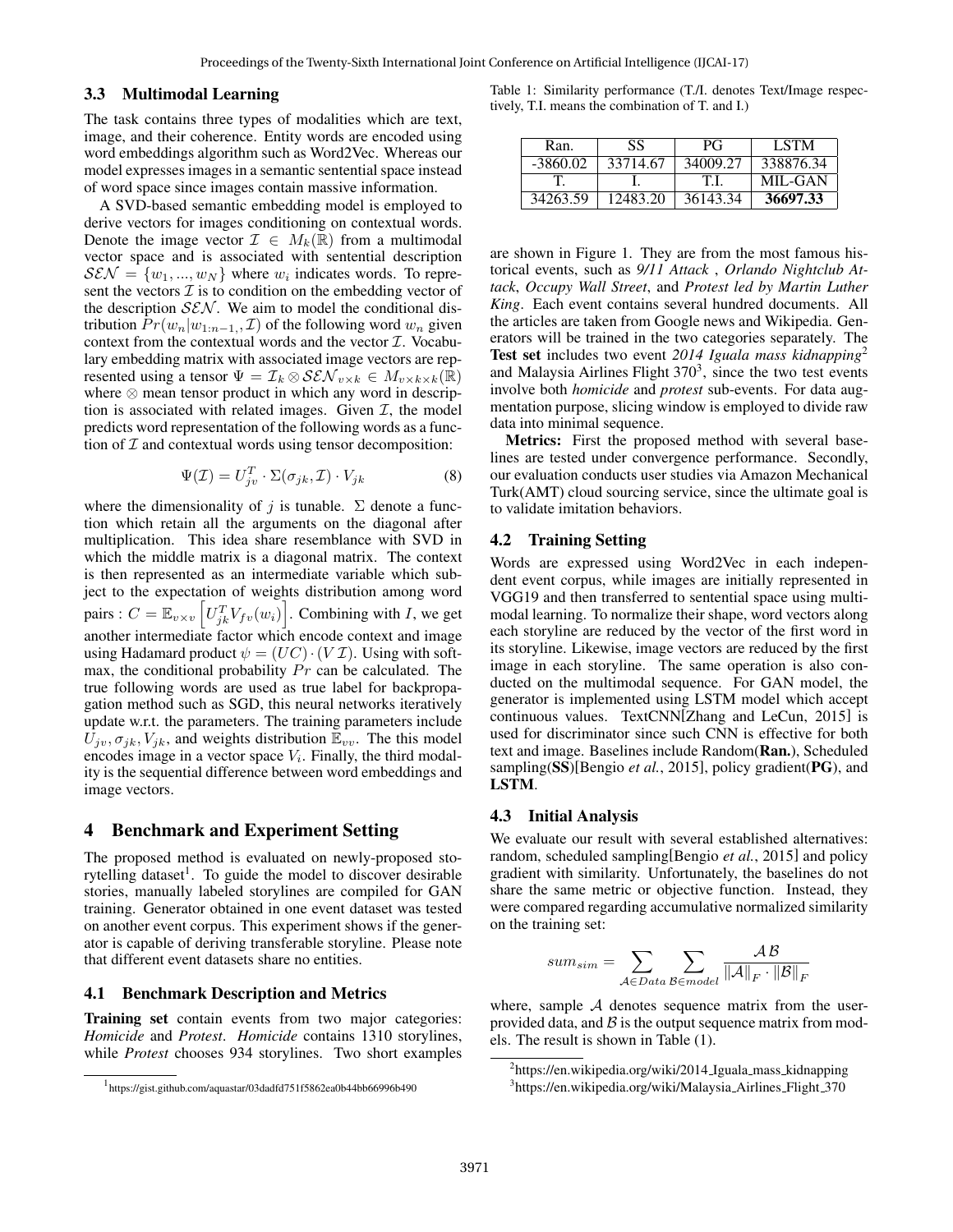### 3.3 Multimodal Learning

The task contains three types of modalities which are text, image, and their coherence. Entity words are encoded using word embeddings algorithm such as Word2Vec. Whereas our model expresses images in a semantic sentential space instead of word space since images contain massive information.

A SVD-based semantic embedding model is employed to derive vectors for images conditioning on contextual words. Denote the image vector $\mathcal{I} \in M_k(\mathbb{R})$ from a multimodal vector space and is associated with sentential description $\mathcal{SEN} = \{w_1, ..., w_N\}$ where $w_i$ indicates words. To represent the vectors $\mathcal{I}$ is to condition on the embedding vector of the description $\mathcal{SEN}$. We aim to model the conditional distribution $Pr(w_n|w_{1:n-1}, \mathcal{I})$ of the following word $w_n$ given context from the contextual words and the vector $\mathcal{I}$. Vocabulary embedding matrix with associated image vectors are represented using a tensor $\Psi = \mathcal{I}_k \otimes \mathcal{SEN}_{v\times k} \in M_{v\times k\times k}(\mathbb{R})$ where $\otimes$ mean tensor product in which any word in description is associated with related images. Given $\mathcal{I}$, the model predicts word representation of the following words as a function of $\mathcal{I}$ and contextual words using tensor decomposition:

$$\Psi(\mathcal{I}) = U_{jv}^T \cdot \Sigma(\sigma_{jk}, \mathcal{I}) \cdot V_{jk} \tag{8}$$

where the dimensionality of $j$ is tunable. $\Sigma$ denote a function which retain all the arguments on the diagonal after multiplication. This idea share resemblance with SVD in which the middle matrix is a diagonal matrix. The context is then represented as an intermediate variable which subject to the expectation of weights distribution among word pairs : $C = \mathbb{E}_{v\times v}\left[U_{jk}^T V_{fv}(w_i)\right]$. Combining with $I$, we get another intermediate factor which encode context and image using Hadamard product $\psi = (UC) \cdot (V\mathcal{I})$. Using with softmax, the conditional probability $Pr$ can be calculated. The true following words are used as true label for backpropagation method such as SGD, this neural networks iteratively update w.r.t. the parameters. The training parameters include $U_{jv}, \sigma_{jk}, V_{jk}$, and weights distribution $\mathbb{E}_{vv}$. The this model encodes image in a vector space $V_i$. Finally, the third modality is the sequential difference between word embeddings and image vectors.

## 4 Benchmark and Experiment Setting

The proposed method is evaluated on newly-proposed storytelling dataset[1]. To guide the model to discover desirable stories, manually labeled storylines are compiled for GAN training. Generator obtained in one event dataset was tested on another event corpus. This experiment shows if the generator is capable of deriving transferable storyline. Please note that different event datasets share no entities.

### 4.1 Benchmark Description and Metrics

**Training set** contain events from two major categories: *Homicide* and *Protest*. *Homicide* contains 1310 storylines, while *Protest* chooses 934 storylines. Two short examples are shown in Figure 1. They are from the most famous historical events, such as *9/11 Attack* , *Orlando Nightclub Attack*, *Occupy Wall Street*, and *Protest led by Martin Luther King*. Each event contains several hundred documents. All the articles are taken from Google news and Wikipedia. Generators will be trained in the two categories separately. The **Test set** includes two event *2014 Iguala mass kidnapping*[2] and Malaysia Airlines Flight 370[3], since the two test events involve both *homicide* and *protest* sub-events. For data augmentation purpose, slicing window is employed to divide raw data into minimal sequence.

**Metrics:** First the proposed method with several baselines are tested under convergence performance. Secondly, our evaluation conducts user studies via Amazon Mechanical Turk(AMT) cloud sourcing service, since the ultimate goal is to validate imitation behaviors.

[1] https://gist.github.com/aquastar/03dadfd751f5862ea0b44bb66996b490

Table 1: Similarity performance (T./I. denotes Text/Image respectively, T.I. means the combination of T. and I.)

| Ran. | SS | PG | LSTM |
|---|---|---|---|
| -3860.02 | 33714.67 | 34009.27 | 338876.34 |
| T. | I. | T.I. | MIL-GAN |
| 34263.59 | 12483.20 | 36143.34 | **36697.33** |

### 4.2 Training Setting

Words are expressed using Word2Vec in each independent event corpus, while images are initially represented in VGG19 and then transferred to sentential space using multimodal learning. To normalize their shape, word vectors along each storyline are reduced by the vector of the first word in its storyline. Likewise, image vectors are reduced by the first image in each storyline. The same operation is also conducted on the multimodal sequence. For GAN model, the generator is implemented using LSTM model which accept continuous values. TextCNN[Zhang and LeCun, 2015] is used for discriminator since such CNN is effective for both text and image. Baselines include Random(**Ran.**), Scheduled sampling(**SS**)[Bengio *et al.*, 2015], policy gradient(**PG**), and **LSTM**.

### 4.3 Initial Analysis

We evaluate our result with several established alternatives: random, scheduled sampling[Bengio *et al.*, 2015] and policy gradient with similarity. Unfortunately, the baselines do not share the same metric or objective function. Instead, they were compared regarding accumulative normalized similarity on the training set:

$$sum_{sim} = \sum_{\mathcal{A}\in Data} \sum_{\mathcal{B}\in model} \frac{\mathcal{A}\,\mathcal{B}}{\|\mathcal{A}\|_F \cdot \|\mathcal{B}\|_F}$$

where, sample $\mathcal{A}$ denotes sequence matrix from the user-provided data, and $\mathcal{B}$ is the output sequence matrix from models. The result is shown in Table (1).

[2] https://en.wikipedia.org/wiki/2014_Iguala_mass_kidnapping

[3] https://en.wikipedia.org/wiki/Malaysia_Airlines_Flight_370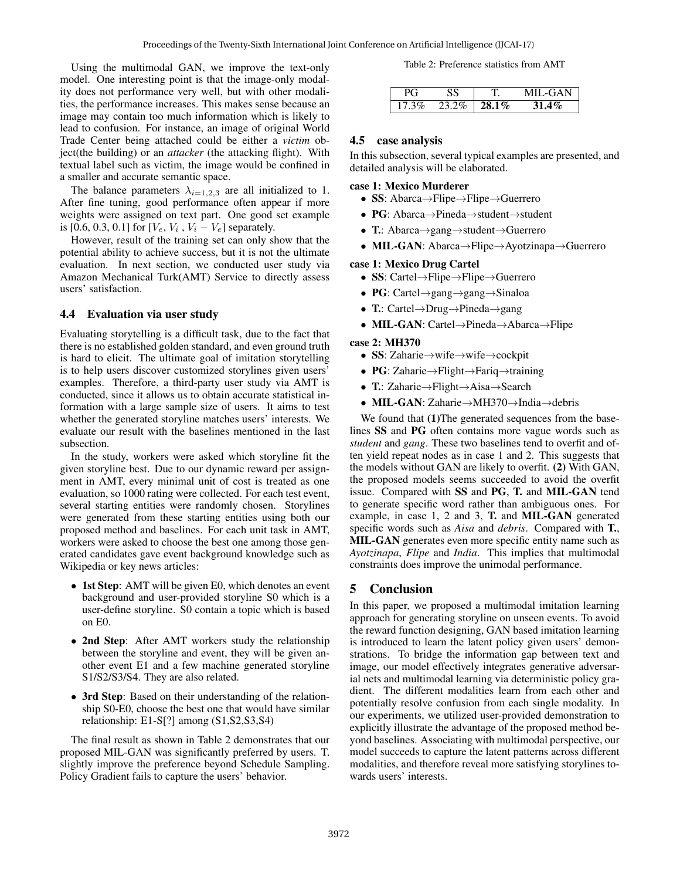Using the multimodal GAN, we improve the text-only model. One interesting point is that the image-only modality does not performance very well, but with other modalities, the performance increases. This makes sense because an image may contain too much information which is likely to lead to confusion. For instance, an image of original World Trade Center being attached could be either a *victim* object(the building) or an *attacker* (the attacking flight). With textual label such as victim, the image would be confined in a smaller and accurate semantic space.

The balance parameters $\lambda_{i=1,2,3}$ are all initialized to 1. After fine tuning, good performance often appear if more weights were assigned on text part. One good set example is [0.6, 0.3, 0.1] for [$V_e$, $V_i$ , $V_i - V_e$] separately.

However, result of the training set can only show that the potential ability to achieve success, but it is not the ultimate evaluation. In next section, we conducted user study via Amazon Mechanical Turk(AMT) Service to directly assess users' satisfaction.

### 4.4 Evaluation via user study

Evaluating storytelling is a difficult task, due to the fact that there is no established golden standard, and even ground truth is hard to elicit. The ultimate goal of imitation storytelling is to help users discover customized storylines given users' examples. Therefore, a third-party user study via AMT is conducted, since it allows us to obtain accurate statistical information with a large sample size of users. It aims to test whether the generated storyline matches users' interests. We evaluate our result with the baselines mentioned in the last subsection.

In the study, workers were asked which storyline fit the given storyline best. Due to our dynamic reward per assignment in AMT, every minimal unit of cost is treated as one evaluation, so 1000 rating were collected. For each test event, several starting entities were randomly chosen. Storylines were generated from these starting entities using both our proposed method and baselines. For each unit task in AMT, workers were asked to choose the best one among those generated candidates gave event background knowledge such as Wikipedia or key news articles:

- **1st Step**: AMT will be given E0, which denotes an event background and user-provided storyline S0 which is a user-define storyline. S0 contain a topic which is based on E0.
- **2nd Step**: After AMT workers study the relationship between the storyline and event, they will be given another event E1 and a few machine generated storyline S1/S2/S3/S4. They are also related.
- **3rd Step**: Based on their understanding of the relationship S0-E0, choose the best one that would have similar relationship: E1-S[?] among (S1,S2,S3,S4)

The final result as shown in Table 2 demonstrates that our proposed MIL-GAN was significantly preferred by users. T. slightly improve the preference beyond Schedule Sampling. Policy Gradient fails to capture the users' behavior.

Table 2: Preference statistics from AMT

| PG | SS | T. | MIL-GAN |
|---|---|---|---|
| 17.3% | 23.2% | **28.1%** | **31.4%** |

### 4.5 case analysis

In this subsection, several typical examples are presented, and detailed analysis will be elaborated.

**case 1: Mexico Murderer**

- **SS**: Abarca→Flipe→Flipe→Guerrero
- **PG**: Abarca→Pineda→student→student
- **T.**: Abarca→gang→student→Guerrero
- **MIL-GAN**: Abarca→Flipe→Ayotzinapa→Guerrero

**case 1: Mexico Drug Cartel**

- **SS**: Cartel→Flipe→Flipe→Guerrero
- **PG**: Cartel→gang→gang→Sinaloa
- **T.**: Cartel→Drug→Pineda→gang
- **MIL-GAN**: Cartel→Pineda→Abarca→Flipe

**case 2: MH370**

- **SS**: Zaharie→wife→wife→cockpit
- **PG**: Zaharie→Flight→Fariq→training
- **T.**: Zaharie→Flight→Aisa→Search
- **MIL-GAN**: Zaharie→MH370→India→debris

We found that **(1)**The generated sequences from the baselines **SS** and **PG** often contains more vague words such as *student* and *gang*. These two baselines tend to overfit and often yield repeat nodes as in case 1 and 2. This suggests that the models without GAN are likely to overfit. **(2)** With GAN, the proposed models seems succeeded to avoid the overfit issue. Compared with **SS** and **PG**, **T.** and **MIL-GAN** tend to generate specific word rather than ambiguous ones. For example, in case 1, 2 and 3, **T.** and **MIL-GAN** generated specific words such as *Aisa* and *debris*. Compared with **T.**, **MIL-GAN** generates even more specific entity name such as *Ayotzinapa*, *Flipe* and *India*. This implies that multimodal constraints does improve the unimodal performance.

## 5 Conclusion

In this paper, we proposed a multimodal imitation learning approach for generating storyline on unseen events. To avoid the reward function designing, GAN based imitation learning is introduced to learn the latent policy given users' demonstrations. To bridge the information gap between text and image, our model effectively integrates generative adversarial nets and multimodal learning via deterministic policy gradient. The different modalities learn from each other and potentially resolve confusion from each single modality. In our experiments, we utilized user-provided demonstration to explicitly illustrate the advantage of the proposed method beyond baselines. Associating with multimodal perspective, our model succeeds to capture the latent patterns across different modalities, and therefore reveal more satisfying storylines towards users' interests.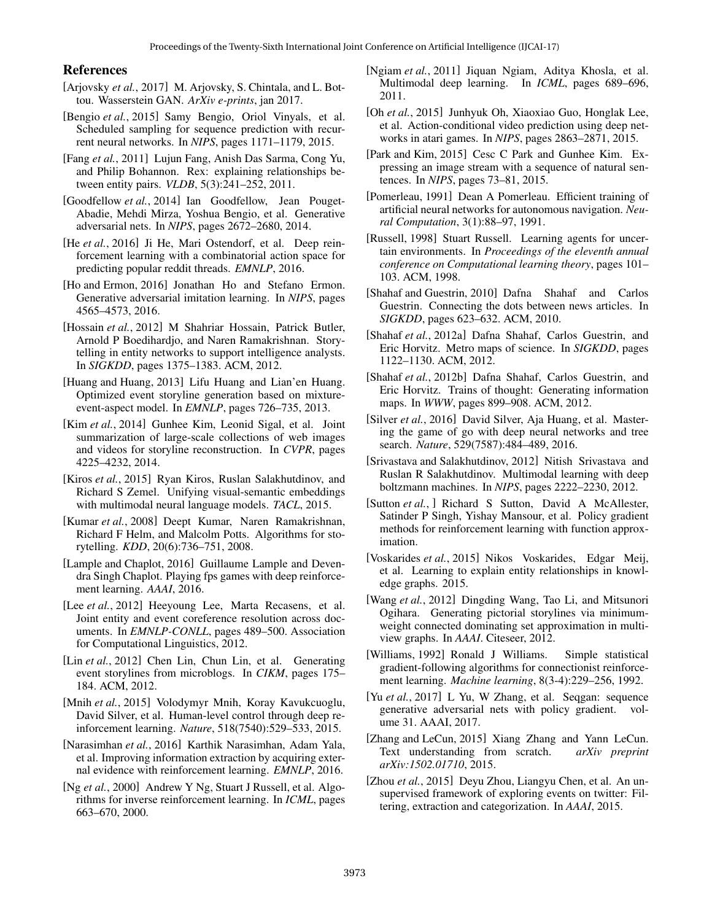## References

[Arjovsky *et al.*, 2017] M. Arjovsky, S. Chintala, and L. Bottou. Wasserstein GAN. *ArXiv e-prints*, jan 2017.

[Bengio *et al.*, 2015] Samy Bengio, Oriol Vinyals, et al. Scheduled sampling for sequence prediction with recurrent neural networks. In *NIPS*, pages 1171–1179, 2015.

[Fang *et al.*, 2011] Lujun Fang, Anish Das Sarma, Cong Yu, and Philip Bohannon. Rex: explaining relationships between entity pairs. *VLDB*, 5(3):241–252, 2011.

[Goodfellow *et al.*, 2014] Ian Goodfellow, Jean Pouget-Abadie, Mehdi Mirza, Yoshua Bengio, et al. Generative adversarial nets. In *NIPS*, pages 2672–2680, 2014.

[He *et al.*, 2016] Ji He, Mari Ostendorf, et al. Deep reinforcement learning with a combinatorial action space for predicting popular reddit threads. *EMNLP*, 2016.

[Ho and Ermon, 2016] Jonathan Ho and Stefano Ermon. Generative adversarial imitation learning. In *NIPS*, pages 4565–4573, 2016.

[Hossain *et al.*, 2012] M Shahriar Hossain, Patrick Butler, Arnold P Boedihardjo, and Naren Ramakrishnan. Storytelling in entity networks to support intelligence analysts. In *SIGKDD*, pages 1375–1383. ACM, 2012.

[Huang and Huang, 2013] Lifu Huang and Lian'en Huang. Optimized event storyline generation based on mixture-event-aspect model. In *EMNLP*, pages 726–735, 2013.

[Kim *et al.*, 2014] Gunhee Kim, Leonid Sigal, et al. Joint summarization of large-scale collections of web images and videos for storyline reconstruction. In *CVPR*, pages 4225–4232, 2014.

[Kiros *et al.*, 2015] Ryan Kiros, Ruslan Salakhutdinov, and Richard S Zemel. Unifying visual-semantic embeddings with multimodal neural language models. *TACL*, 2015.

[Kumar *et al.*, 2008] Deept Kumar, Naren Ramakrishnan, Richard F Helm, and Malcolm Potts. Algorithms for storytelling. *KDD*, 20(6):736–751, 2008.

[Lample and Chaplot, 2016] Guillaume Lample and Devendra Singh Chaplot. Playing fps games with deep reinforcement learning. *AAAI*, 2016.

[Lee *et al.*, 2012] Heeyoung Lee, Marta Recasens, et al. Joint entity and event coreference resolution across documents. In *EMNLP-CONLL*, pages 489–500. Association for Computational Linguistics, 2012.

[Lin *et al.*, 2012] Chen Lin, Chun Lin, et al. Generating event storylines from microblogs. In *CIKM*, pages 175–184. ACM, 2012.

[Mnih *et al.*, 2015] Volodymyr Mnih, Koray Kavukcuoglu, David Silver, et al. Human-level control through deep reinforcement learning. *Nature*, 518(7540):529–533, 2015.

[Narasimhan *et al.*, 2016] Karthik Narasimhan, Adam Yala, et al. Improving information extraction by acquiring external evidence with reinforcement learning. *EMNLP*, 2016.

[Ng *et al.*, 2000] Andrew Y Ng, Stuart J Russell, et al. Algorithms for inverse reinforcement learning. In *ICML*, pages 663–670, 2000.

[Ngiam *et al.*, 2011] Jiquan Ngiam, Aditya Khosla, et al. Multimodal deep learning. In *ICML*, pages 689–696, 2011.

[Oh *et al.*, 2015] Junhyuk Oh, Xiaoxiao Guo, Honglak Lee, et al. Action-conditional video prediction using deep networks in atari games. In *NIPS*, pages 2863–2871, 2015.

[Park and Kim, 2015] Cesc C Park and Gunhee Kim. Expressing an image stream with a sequence of natural sentences. In *NIPS*, pages 73–81, 2015.

[Pomerleau, 1991] Dean A Pomerleau. Efficient training of artificial neural networks for autonomous navigation. *Neural Computation*, 3(1):88–97, 1991.

[Russell, 1998] Stuart Russell. Learning agents for uncertain environments. In *Proceedings of the eleventh annual conference on Computational learning theory*, pages 101–103. ACM, 1998.

[Shahaf and Guestrin, 2010] Dafna Shahaf and Carlos Guestrin. Connecting the dots between news articles. In *SIGKDD*, pages 623–632. ACM, 2010.

[Shahaf *et al.*, 2012a] Dafna Shahaf, Carlos Guestrin, and Eric Horvitz. Metro maps of science. In *SIGKDD*, pages 1122–1130. ACM, 2012.

[Shahaf *et al.*, 2012b] Dafna Shahaf, Carlos Guestrin, and Eric Horvitz. Trains of thought: Generating information maps. In *WWW*, pages 899–908. ACM, 2012.

[Silver *et al.*, 2016] David Silver, Aja Huang, et al. Mastering the game of go with deep neural networks and tree search. *Nature*, 529(7587):484–489, 2016.

[Srivastava and Salakhutdinov, 2012] Nitish Srivastava and Ruslan R Salakhutdinov. Multimodal learning with deep boltzmann machines. In *NIPS*, pages 2222–2230, 2012.

[Sutton *et al.*, ] Richard S Sutton, David A McAllester, Satinder P Singh, Yishay Mansour, et al. Policy gradient methods for reinforcement learning with function approximation.

[Voskarides *et al.*, 2015] Nikos Voskarides, Edgar Meij, et al. Learning to explain entity relationships in knowledge graphs. 2015.

[Wang *et al.*, 2012] Dingding Wang, Tao Li, and Mitsunori Ogihara. Generating pictorial storylines via minimum-weight connected dominating set approximation in multi-view graphs. In *AAAI*. Citeseer, 2012.

[Williams, 1992] Ronald J Williams. Simple statistical gradient-following algorithms for connectionist reinforcement learning. *Machine learning*, 8(3-4):229–256, 1992.

[Yu *et al.*, 2017] L Yu, W Zhang, et al. Seqgan: sequence generative adversarial nets with policy gradient. volume 31. AAAI, 2017.

[Zhang and LeCun, 2015] Xiang Zhang and Yann LeCun. Text understanding from scratch. *arXiv preprint arXiv:1502.01710*, 2015.

[Zhou *et al.*, 2015] Deyu Zhou, Liangyu Chen, et al. An unsupervised framework of exploring events on twitter: Filtering, extraction and categorization. In *AAAI*, 2015.